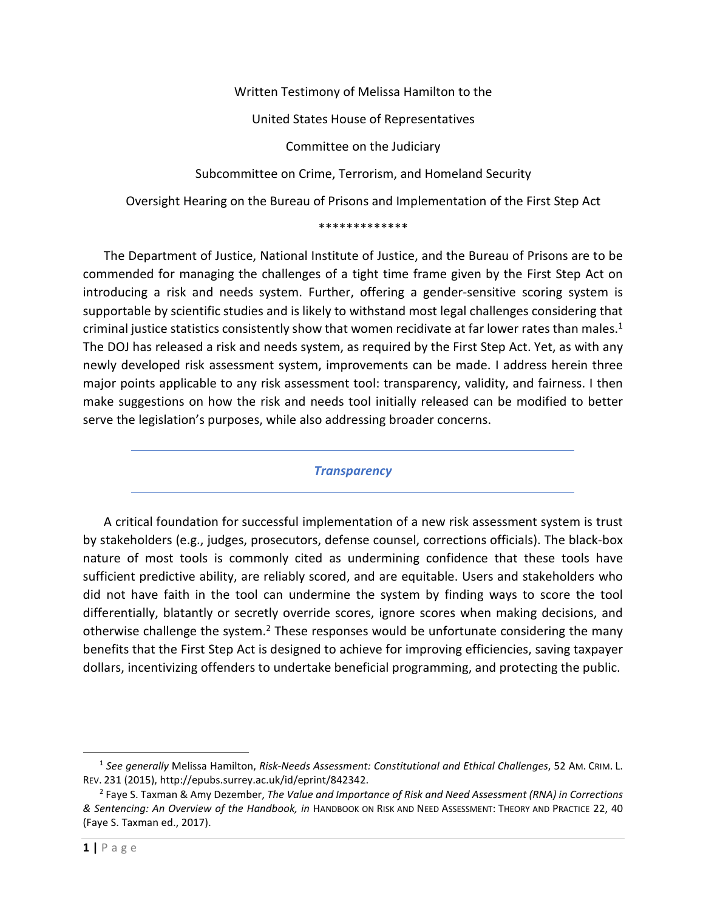Written Testimony of Melissa Hamilton to the

United States House of Representatives

Committee on the Judiciary

Subcommittee on Crime, Terrorism, and Homeland Security

Oversight Hearing on the Bureau of Prisons and Implementation of the First Step Act

*************

The Department of Justice, National Institute of Justice, and the Bureau of Prisons are to be commended for managing the challenges of a tight time frame given by the First Step Act on introducing a risk and needs system. Further, offering a gender-sensitive scoring system is supportable by scientific studies and is likely to withstand most legal challenges considering that criminal justice statistics consistently show that women recidivate at far lower rates than males.[1] The DOJ has released a risk and needs system, as required by the First Step Act. Yet, as with any newly developed risk assessment system, improvements can be made. I address herein three major points applicable to any risk assessment tool: transparency, validity, and fairness. I then make suggestions on how the risk and needs tool initially released can be modified to better serve the legislation's purposes, while also addressing broader concerns.

## *Transparency*

A critical foundation for successful implementation of a new risk assessment system is trust by stakeholders (e.g., judges, prosecutors, defense counsel, corrections officials). The black-box nature of most tools is commonly cited as undermining confidence that these tools have sufficient predictive ability, are reliably scored, and are equitable. Users and stakeholders who did not have faith in the tool can undermine the system by finding ways to score the tool differentially, blatantly or secretly override scores, ignore scores when making decisions, and otherwise challenge the system.[2] These responses would be unfortunate considering the many benefits that the First Step Act is designed to achieve for improving efficiencies, saving taxpayer dollars, incentivizing offenders to undertake beneficial programming, and protecting the public.

---

[1] *See generally* Melissa Hamilton, *Risk-Needs Assessment: Constitutional and Ethical Challenges*, 52 AM. CRIM. L. REV. 231 (2015), http://epubs.surrey.ac.uk/id/eprint/842342.

[2] Faye S. Taxman & Amy Dezember, *The Value and Importance of Risk and Need Assessment (RNA) in Corrections & Sentencing: An Overview of the Handbook, in* HANDBOOK ON RISK AND NEED ASSESSMENT: THEORY AND PRACTICE 22, 40 (Faye S. Taxman ed., 2017).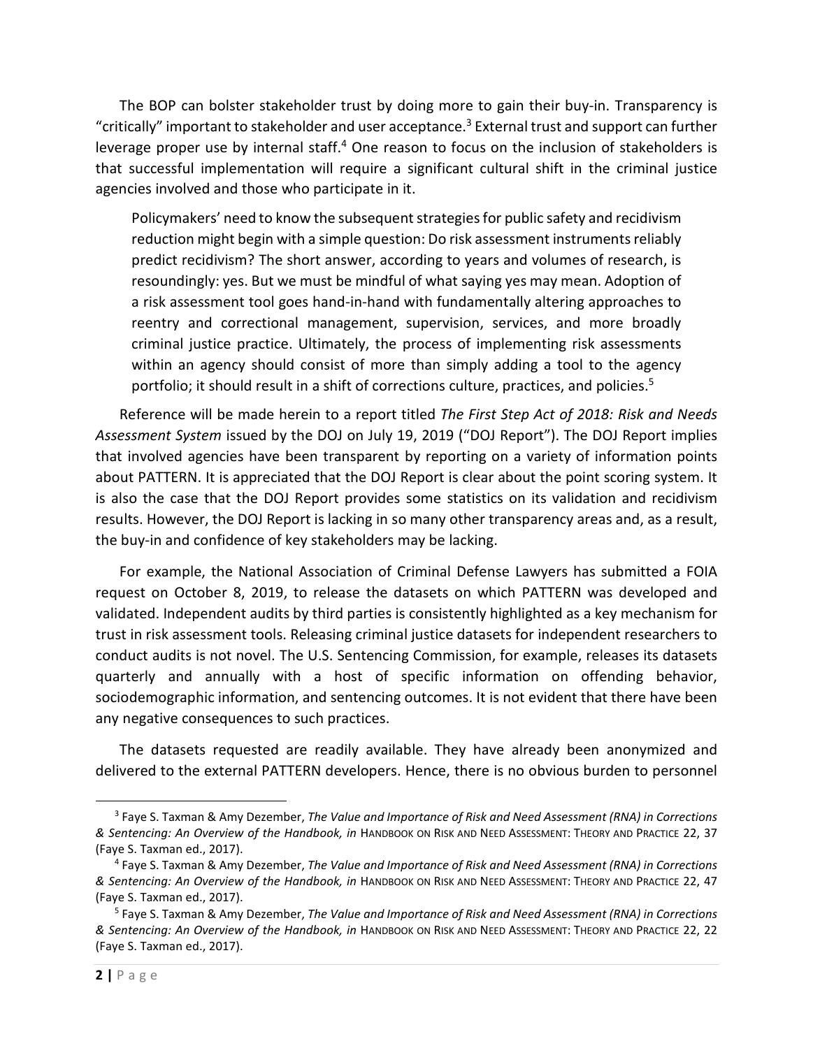The BOP can bolster stakeholder trust by doing more to gain their buy-in. Transparency is "critically" important to stakeholder and user acceptance.[3] External trust and support can further leverage proper use by internal staff.[4] One reason to focus on the inclusion of stakeholders is that successful implementation will require a significant cultural shift in the criminal justice agencies involved and those who participate in it.

> Policymakers' need to know the subsequent strategies for public safety and recidivism reduction might begin with a simple question: Do risk assessment instruments reliably predict recidivism? The short answer, according to years and volumes of research, is resoundingly: yes. But we must be mindful of what saying yes may mean. Adoption of a risk assessment tool goes hand-in-hand with fundamentally altering approaches to reentry and correctional management, supervision, services, and more broadly criminal justice practice. Ultimately, the process of implementing risk assessments within an agency should consist of more than simply adding a tool to the agency portfolio; it should result in a shift of corrections culture, practices, and policies.[5]

Reference will be made herein to a report titled *The First Step Act of 2018: Risk and Needs Assessment System* issued by the DOJ on July 19, 2019 ("DOJ Report"). The DOJ Report implies that involved agencies have been transparent by reporting on a variety of information points about PATTERN. It is appreciated that the DOJ Report is clear about the point scoring system. It is also the case that the DOJ Report provides some statistics on its validation and recidivism results. However, the DOJ Report is lacking in so many other transparency areas and, as a result, the buy-in and confidence of key stakeholders may be lacking.

For example, the National Association of Criminal Defense Lawyers has submitted a FOIA request on October 8, 2019, to release the datasets on which PATTERN was developed and validated. Independent audits by third parties is consistently highlighted as a key mechanism for trust in risk assessment tools. Releasing criminal justice datasets for independent researchers to conduct audits is not novel. The U.S. Sentencing Commission, for example, releases its datasets quarterly and annually with a host of specific information on offending behavior, sociodemographic information, and sentencing outcomes. It is not evident that there have been any negative consequences to such practices.

The datasets requested are readily available. They have already been anonymized and delivered to the external PATTERN developers. Hence, there is no obvious burden to personnel

---

[3] Faye S. Taxman & Amy Dezember, *The Value and Importance of Risk and Need Assessment (RNA) in Corrections & Sentencing: An Overview of the Handbook, in* HANDBOOK ON RISK AND NEED ASSESSMENT: THEORY AND PRACTICE 22, 37 (Faye S. Taxman ed., 2017).

[4] Faye S. Taxman & Amy Dezember, *The Value and Importance of Risk and Need Assessment (RNA) in Corrections & Sentencing: An Overview of the Handbook, in* HANDBOOK ON RISK AND NEED ASSESSMENT: THEORY AND PRACTICE 22, 47 (Faye S. Taxman ed., 2017).

[5] Faye S. Taxman & Amy Dezember, *The Value and Importance of Risk and Need Assessment (RNA) in Corrections & Sentencing: An Overview of the Handbook, in* HANDBOOK ON RISK AND NEED ASSESSMENT: THEORY AND PRACTICE 22, 22 (Faye S. Taxman ed., 2017).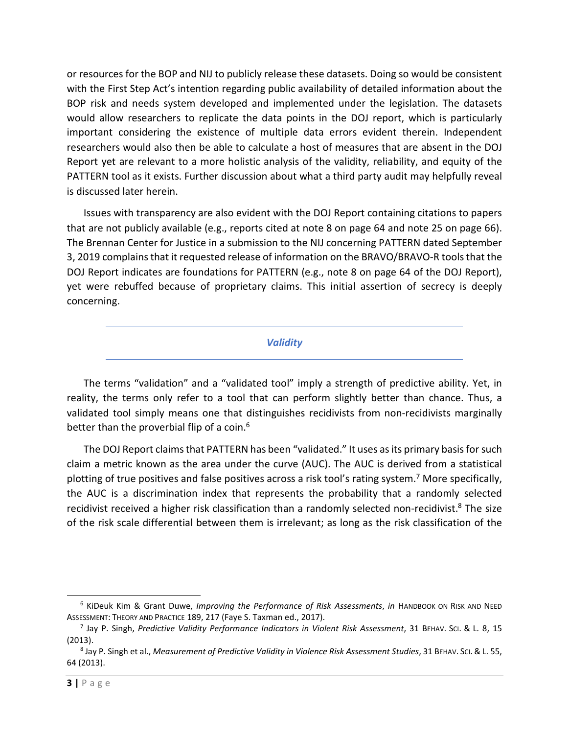or resources for the BOP and NIJ to publicly release these datasets. Doing so would be consistent with the First Step Act's intention regarding public availability of detailed information about the BOP risk and needs system developed and implemented under the legislation. The datasets would allow researchers to replicate the data points in the DOJ report, which is particularly important considering the existence of multiple data errors evident therein. Independent researchers would also then be able to calculate a host of measures that are absent in the DOJ Report yet are relevant to a more holistic analysis of the validity, reliability, and equity of the PATTERN tool as it exists. Further discussion about what a third party audit may helpfully reveal is discussed later herein.

Issues with transparency are also evident with the DOJ Report containing citations to papers that are not publicly available (e.g., reports cited at note 8 on page 64 and note 25 on page 66). The Brennan Center for Justice in a submission to the NIJ concerning PATTERN dated September 3, 2019 complains that it requested release of information on the BRAVO/BRAVO-R tools that the DOJ Report indicates are foundations for PATTERN (e.g., note 8 on page 64 of the DOJ Report), yet were rebuffed because of proprietary claims. This initial assertion of secrecy is deeply concerning.

## *Validity*

The terms "validation" and a "validated tool" imply a strength of predictive ability. Yet, in reality, the terms only refer to a tool that can perform slightly better than chance. Thus, a validated tool simply means one that distinguishes recidivists from non-recidivists marginally better than the proverbial flip of a coin.[6]

The DOJ Report claims that PATTERN has been "validated." It uses as its primary basis for such claim a metric known as the area under the curve (AUC). The AUC is derived from a statistical plotting of true positives and false positives across a risk tool's rating system.[7] More specifically, the AUC is a discrimination index that represents the probability that a randomly selected recidivist received a higher risk classification than a randomly selected non-recidivist.[8] The size of the risk scale differential between them is irrelevant; as long as the risk classification of the

---

[6] KiDeuk Kim & Grant Duwe, *Improving the Performance of Risk Assessments*, *in* HANDBOOK ON RISK AND NEED ASSESSMENT: THEORY AND PRACTICE 189, 217 (Faye S. Taxman ed., 2017).

[7] Jay P. Singh, *Predictive Validity Performance Indicators in Violent Risk Assessment*, 31 BEHAV. SCI. & L. 8, 15 (2013).

[8] Jay P. Singh et al., *Measurement of Predictive Validity in Violence Risk Assessment Studies*, 31 BEHAV. SCI. & L. 55, 64 (2013).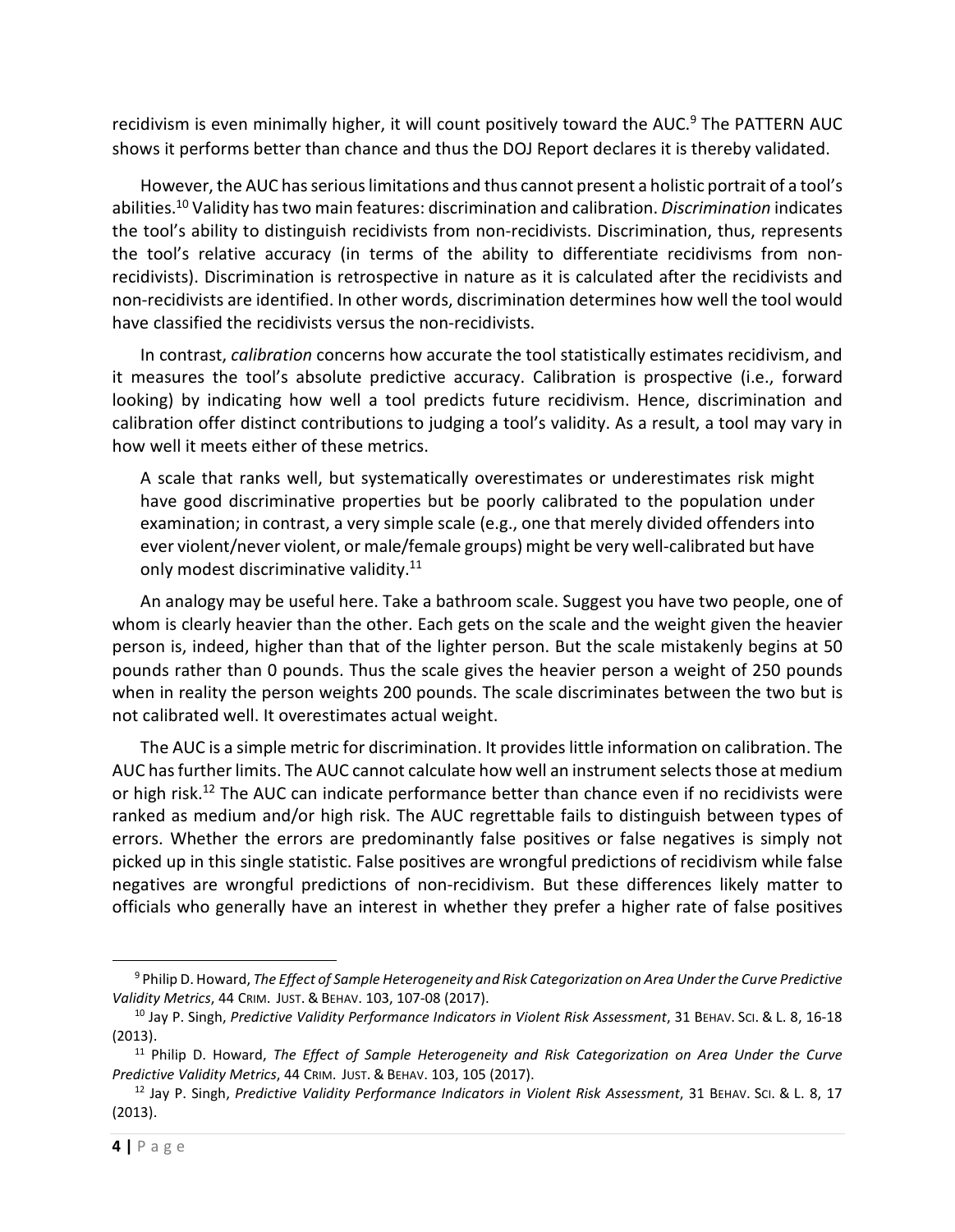recidivism is even minimally higher, it will count positively toward the AUC.[9] The PATTERN AUC shows it performs better than chance and thus the DOJ Report declares it is thereby validated.

However, the AUC has serious limitations and thus cannot present a holistic portrait of a tool's abilities.[10] Validity has two main features: discrimination and calibration. *Discrimination* indicates the tool's ability to distinguish recidivists from non-recidivists. Discrimination, thus, represents the tool's relative accuracy (in terms of the ability to differentiate recidivisms from non-recidivists). Discrimination is retrospective in nature as it is calculated after the recidivists and non-recidivists are identified. In other words, discrimination determines how well the tool would have classified the recidivists versus the non-recidivists.

In contrast, *calibration* concerns how accurate the tool statistically estimates recidivism, and it measures the tool's absolute predictive accuracy. Calibration is prospective (i.e., forward looking) by indicating how well a tool predicts future recidivism. Hence, discrimination and calibration offer distinct contributions to judging a tool's validity. As a result, a tool may vary in how well it meets either of these metrics.

> A scale that ranks well, but systematically overestimates or underestimates risk might have good discriminative properties but be poorly calibrated to the population under examination; in contrast, a very simple scale (e.g., one that merely divided offenders into ever violent/never violent, or male/female groups) might be very well-calibrated but have only modest discriminative validity.[11]

An analogy may be useful here. Take a bathroom scale. Suggest you have two people, one of whom is clearly heavier than the other. Each gets on the scale and the weight given the heavier person is, indeed, higher than that of the lighter person. But the scale mistakenly begins at 50 pounds rather than 0 pounds. Thus the scale gives the heavier person a weight of 250 pounds when in reality the person weights 200 pounds. The scale discriminates between the two but is not calibrated well. It overestimates actual weight.

The AUC is a simple metric for discrimination. It provides little information on calibration. The AUC has further limits. The AUC cannot calculate how well an instrument selects those at medium or high risk.[12] The AUC can indicate performance better than chance even if no recidivists were ranked as medium and/or high risk. The AUC regrettable fails to distinguish between types of errors. Whether the errors are predominantly false positives or false negatives is simply not picked up in this single statistic. False positives are wrongful predictions of recidivism while false negatives are wrongful predictions of non-recidivism. But these differences likely matter to officials who generally have an interest in whether they prefer a higher rate of false positives

---

[9] Philip D. Howard, *The Effect of Sample Heterogeneity and Risk Categorization on Area Under the Curve Predictive Validity Metrics*, 44 CRIM. JUST. & BEHAV. 103, 107-08 (2017).

[10] Jay P. Singh, *Predictive Validity Performance Indicators in Violent Risk Assessment*, 31 BEHAV. SCI. & L. 8, 16-18 (2013).

[11] Philip D. Howard, *The Effect of Sample Heterogeneity and Risk Categorization on Area Under the Curve Predictive Validity Metrics*, 44 CRIM. JUST. & BEHAV. 103, 105 (2017).

[12] Jay P. Singh, *Predictive Validity Performance Indicators in Violent Risk Assessment*, 31 BEHAV. SCI. & L. 8, 17 (2013).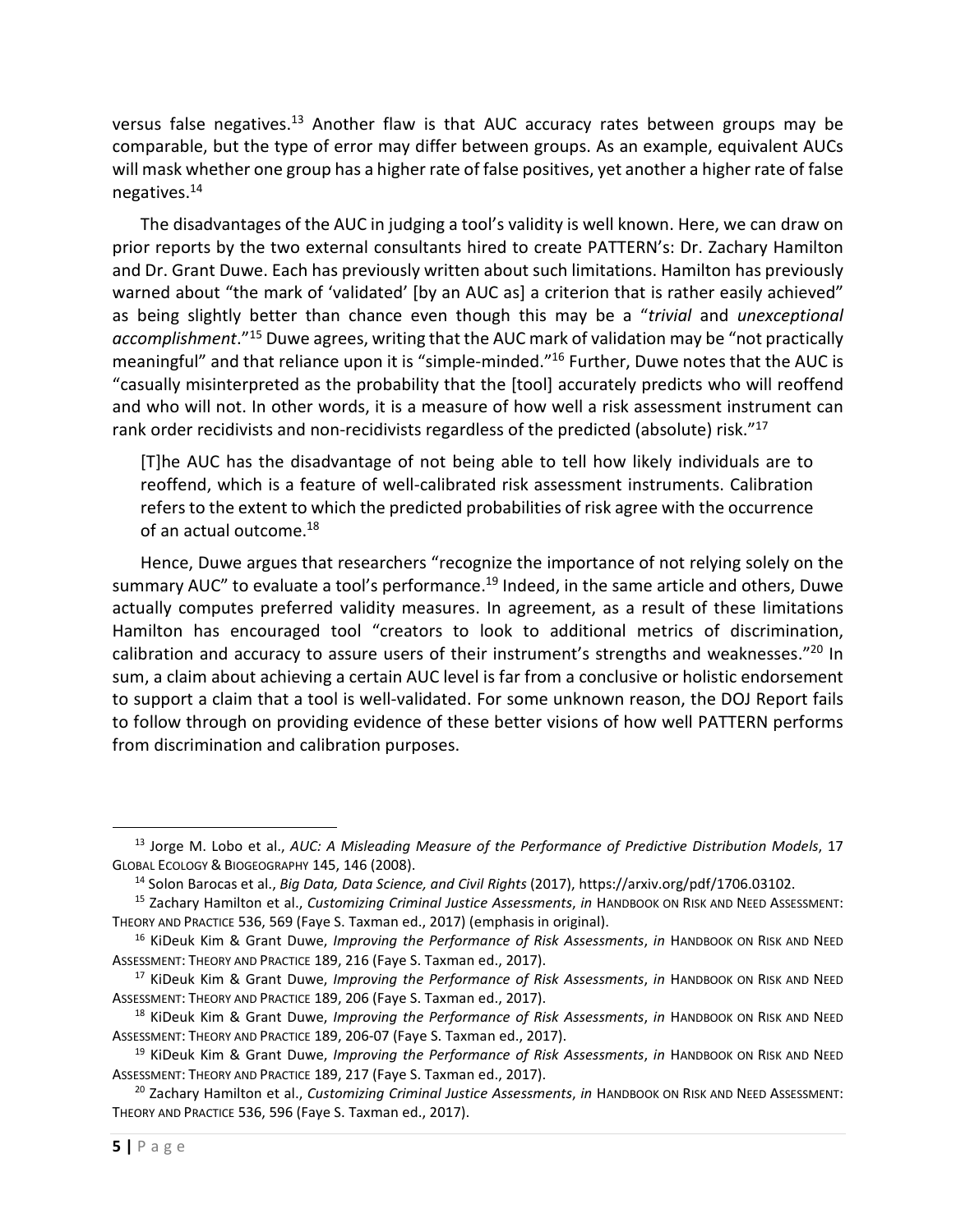versus false negatives.[13] Another flaw is that AUC accuracy rates between groups may be comparable, but the type of error may differ between groups. As an example, equivalent AUCs will mask whether one group has a higher rate of false positives, yet another a higher rate of false negatives.[14]

The disadvantages of the AUC in judging a tool's validity is well known. Here, we can draw on prior reports by the two external consultants hired to create PATTERN's: Dr. Zachary Hamilton and Dr. Grant Duwe. Each has previously written about such limitations. Hamilton has previously warned about "the mark of 'validated' [by an AUC as] a criterion that is rather easily achieved" as being slightly better than chance even though this may be a "*trivial* and *unexceptional accomplishment*."[15] Duwe agrees, writing that the AUC mark of validation may be "not practically meaningful" and that reliance upon it is "simple-minded."[16] Further, Duwe notes that the AUC is "casually misinterpreted as the probability that the [tool] accurately predicts who will reoffend and who will not. In other words, it is a measure of how well a risk assessment instrument can rank order recidivists and non-recidivists regardless of the predicted (absolute) risk."[17]

> [T]he AUC has the disadvantage of not being able to tell how likely individuals are to reoffend, which is a feature of well-calibrated risk assessment instruments. Calibration refers to the extent to which the predicted probabilities of risk agree with the occurrence of an actual outcome.[18]

Hence, Duwe argues that researchers "recognize the importance of not relying solely on the summary AUC" to evaluate a tool's performance.[19] Indeed, in the same article and others, Duwe actually computes preferred validity measures. In agreement, as a result of these limitations Hamilton has encouraged tool "creators to look to additional metrics of discrimination, calibration and accuracy to assure users of their instrument's strengths and weaknesses."[20] In sum, a claim about achieving a certain AUC level is far from a conclusive or holistic endorsement to support a claim that a tool is well-validated. For some unknown reason, the DOJ Report fails to follow through on providing evidence of these better visions of how well PATTERN performs from discrimination and calibration purposes.

---

[13] Jorge M. Lobo et al., *AUC: A Misleading Measure of the Performance of Predictive Distribution Models*, 17 GLOBAL ECOLOGY & BIOGEOGRAPHY 145, 146 (2008).

[14] Solon Barocas et al., *Big Data, Data Science, and Civil Rights* (2017), https://arxiv.org/pdf/1706.03102.

[15] Zachary Hamilton et al., *Customizing Criminal Justice Assessments*, *in* HANDBOOK ON RISK AND NEED ASSESSMENT: THEORY AND PRACTICE 536, 569 (Faye S. Taxman ed., 2017) (emphasis in original).

[16] KiDeuk Kim & Grant Duwe, *Improving the Performance of Risk Assessments*, *in* HANDBOOK ON RISK AND NEED ASSESSMENT: THEORY AND PRACTICE 189, 216 (Faye S. Taxman ed., 2017).

[17] KiDeuk Kim & Grant Duwe, *Improving the Performance of Risk Assessments*, *in* HANDBOOK ON RISK AND NEED ASSESSMENT: THEORY AND PRACTICE 189, 206 (Faye S. Taxman ed., 2017).

[18] KiDeuk Kim & Grant Duwe, *Improving the Performance of Risk Assessments*, *in* HANDBOOK ON RISK AND NEED ASSESSMENT: THEORY AND PRACTICE 189, 206-07 (Faye S. Taxman ed., 2017).

[19] KiDeuk Kim & Grant Duwe, *Improving the Performance of Risk Assessments*, *in* HANDBOOK ON RISK AND NEED ASSESSMENT: THEORY AND PRACTICE 189, 217 (Faye S. Taxman ed., 2017).

[20] Zachary Hamilton et al., *Customizing Criminal Justice Assessments*, *in* HANDBOOK ON RISK AND NEED ASSESSMENT: THEORY AND PRACTICE 536, 596 (Faye S. Taxman ed., 2017).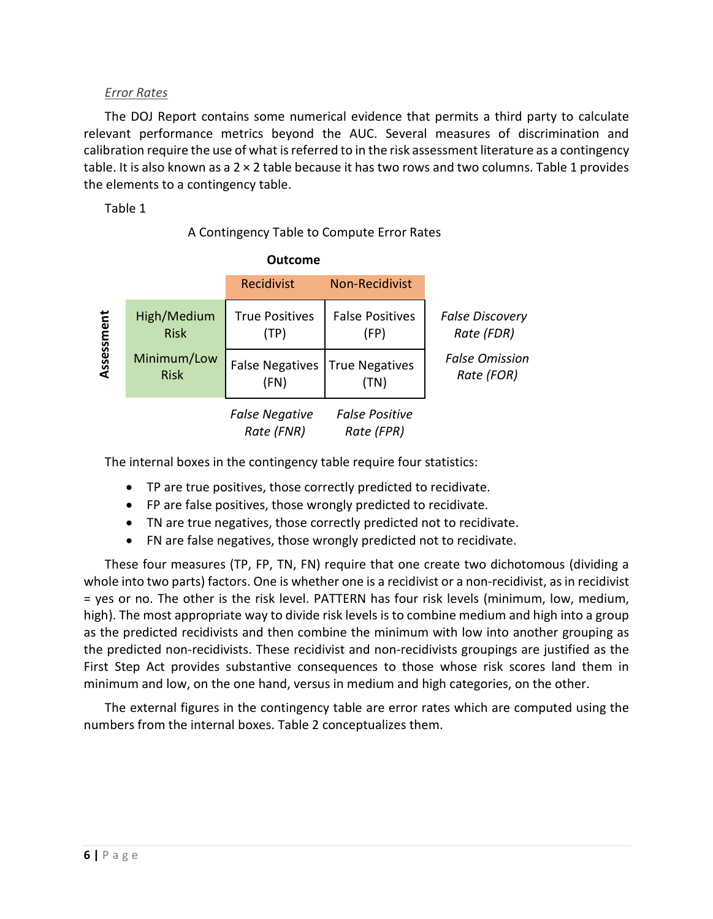*Error Rates*

The DOJ Report contains some numerical evidence that permits a third party to calculate relevant performance metrics beyond the AUC. Several measures of discrimination and calibration require the use of what is referred to in the risk assessment literature as a contingency table. It is also known as a 2 × 2 table because it has two rows and two columns. Table 1 provides the elements to a contingency table.

Table 1

A Contingency Table to Compute Error Rates

| | | **Outcome** | | |
|---|---|---|---|---|
| | | Recidivist | Non-Recidivist | |
| **Assessment** | High/Medium Risk | True Positives (TP) | False Positives (FP) | *False Discovery Rate (FDR)* |
| | Minimum/Low Risk | False Negatives (FN) | True Negatives (TN) | *False Omission Rate (FOR)* |
| | | *False Negative Rate (FNR)* | *False Positive Rate (FPR)* | |

The internal boxes in the contingency table require four statistics:

- TP are true positives, those correctly predicted to recidivate.
- FP are false positives, those wrongly predicted to recidivate.
- TN are true negatives, those correctly predicted not to recidivate.
- FN are false negatives, those wrongly predicted not to recidivate.

These four measures (TP, FP, TN, FN) require that one create two dichotomous (dividing a whole into two parts) factors. One is whether one is a recidivist or a non-recidivist, as in recidivist = yes or no. The other is the risk level. PATTERN has four risk levels (minimum, low, medium, high). The most appropriate way to divide risk levels is to combine medium and high into a group as the predicted recidivists and then combine the minimum with low into another grouping as the predicted non-recidivists. These recidivist and non-recidivists groupings are justified as the First Step Act provides substantive consequences to those whose risk scores land them in minimum and low, on the one hand, versus in medium and high categories, on the other.

The external figures in the contingency table are error rates which are computed using the numbers from the internal boxes. Table 2 conceptualizes them.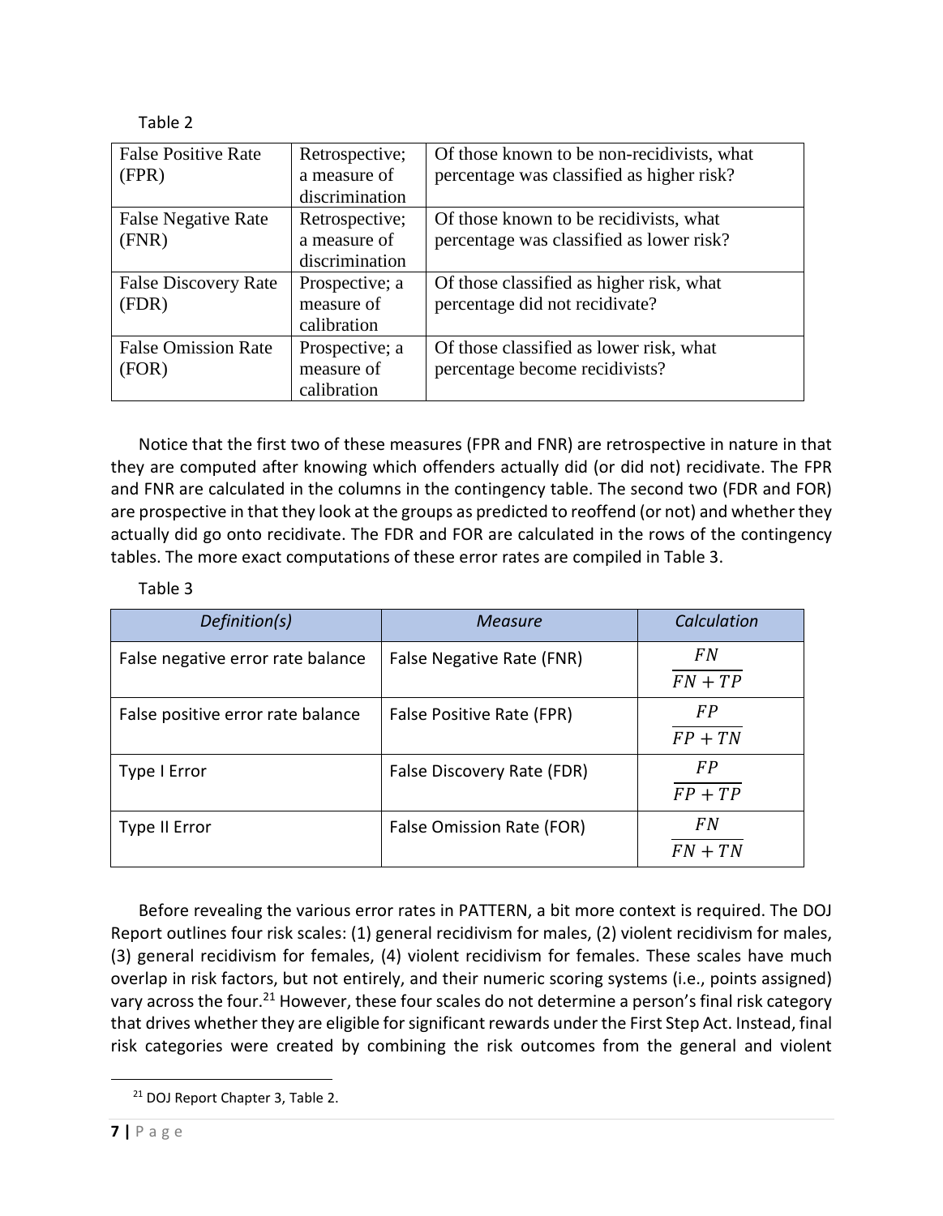Table 2

| False Positive Rate (FPR) | Retrospective; a measure of discrimination | Of those known to be non-recidivists, what percentage was classified as higher risk? |
|---|---|---|
| False Negative Rate (FNR) | Retrospective; a measure of discrimination | Of those known to be recidivists, what percentage was classified as lower risk? |
| False Discovery Rate (FDR) | Prospective; a measure of calibration | Of those classified as higher risk, what percentage did not recidivate? |
| False Omission Rate (FOR) | Prospective; a measure of calibration | Of those classified as lower risk, what percentage become recidivists? |

Notice that the first two of these measures (FPR and FNR) are retrospective in nature in that they are computed after knowing which offenders actually did (or did not) recidivate. The FPR and FNR are calculated in the columns in the contingency table. The second two (FDR and FOR) are prospective in that they look at the groups as predicted to reoffend (or not) and whether they actually did go onto recidivate. The FDR and FOR are calculated in the rows of the contingency tables. The more exact computations of these error rates are compiled in Table 3.

Table 3

| *Definition(s)* | *Measure* | *Calculation* |
|---|---|---|
| False negative error rate balance | False Negative Rate (FNR) | $\frac{FN}{FN+TP}$ |
| False positive error rate balance | False Positive Rate (FPR) | $\frac{FP}{FP+TN}$ |
| Type I Error | False Discovery Rate (FDR) | $\frac{FP}{FP+TP}$ |
| Type II Error | False Omission Rate (FOR) | $\frac{FN}{FN+TN}$ |

Before revealing the various error rates in PATTERN, a bit more context is required. The DOJ Report outlines four risk scales: (1) general recidivism for males, (2) violent recidivism for males, (3) general recidivism for females, (4) violent recidivism for females. These scales have much overlap in risk factors, but not entirely, and their numeric scoring systems (i.e., points assigned) vary across the four.[21] However, these four scales do not determine a person's final risk category that drives whether they are eligible for significant rewards under the First Step Act. Instead, final risk categories were created by combining the risk outcomes from the general and violent

[21] DOJ Report Chapter 3, Table 2.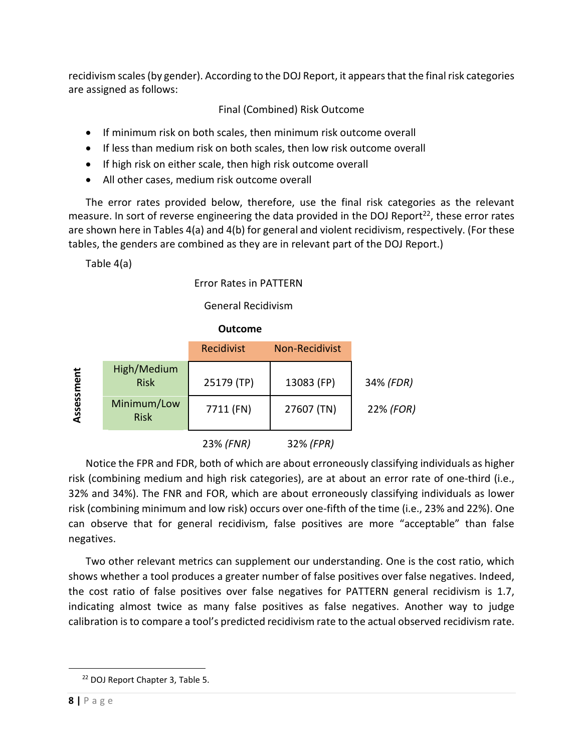recidivism scales (by gender). According to the DOJ Report, it appears that the final risk categories are assigned as follows:

Final (Combined) Risk Outcome

- If minimum risk on both scales, then minimum risk outcome overall
- If less than medium risk on both scales, then low risk outcome overall
- If high risk on either scale, then high risk outcome overall
- All other cases, medium risk outcome overall

The error rates provided below, therefore, use the final risk categories as the relevant measure. In sort of reverse engineering the data provided in the DOJ Report[22], these error rates are shown here in Tables 4(a) and 4(b) for general and violent recidivism, respectively. (For these tables, the genders are combined as they are in relevant part of the DOJ Report.)

Table 4(a)

Error Rates in PATTERN

General Recidivism

| Assessment | Outcome: Recidivist | Outcome: Non-Recidivist | |
|---|---|---|---|
| High/Medium Risk | 25179 (TP) | 13083 (FP) | 34% *(FDR)* |
| Minimum/Low Risk | 7711 (FN) | 27607 (TN) | 22% *(FOR)* |
| | 23% *(FNR)* | 32% *(FPR)* | |

Notice the FPR and FDR, both of which are about erroneously classifying individuals as higher risk (combining medium and high risk categories), are at about an error rate of one-third (i.e., 32% and 34%). The FNR and FOR, which are about erroneously classifying individuals as lower risk (combining minimum and low risk) occurs over one-fifth of the time (i.e., 23% and 22%). One can observe that for general recidivism, false positives are more "acceptable" than false negatives.

Two other relevant metrics can supplement our understanding. One is the cost ratio, which shows whether a tool produces a greater number of false positives over false negatives. Indeed, the cost ratio of false positives over false negatives for PATTERN general recidivism is 1.7, indicating almost twice as many false positives as false negatives. Another way to judge calibration is to compare a tool's predicted recidivism rate to the actual observed recidivism rate.

[22] DOJ Report Chapter 3, Table 5.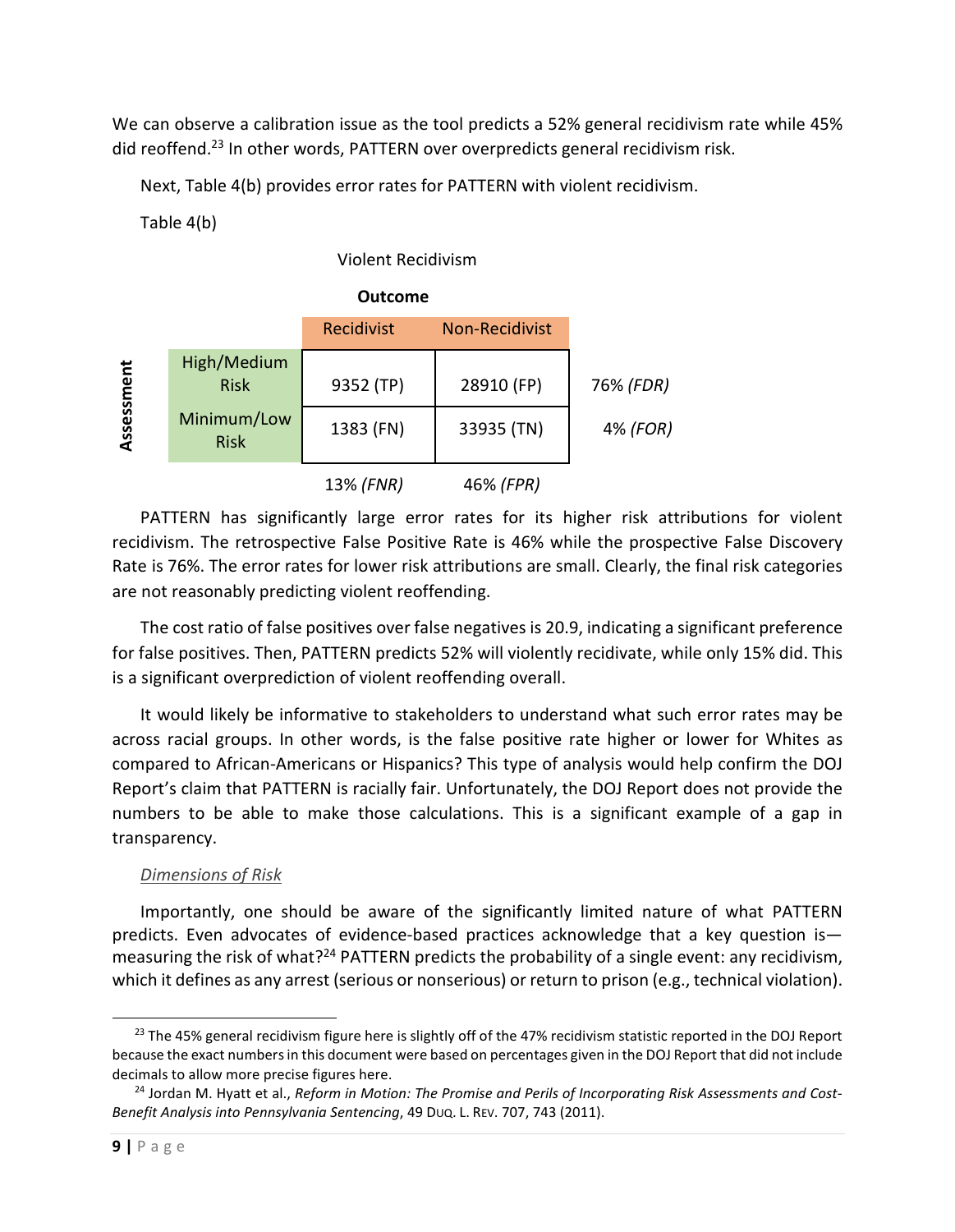We can observe a calibration issue as the tool predicts a 52% general recidivism rate while 45% did reoffend.[23] In other words, PATTERN over overpredicts general recidivism risk.

Next, Table 4(b) provides error rates for PATTERN with violent recidivism.

Table 4(b)

Violent Recidivism

| Assessment | Outcome: Recidivist | Outcome: Non-Recidivist | |
|---|---|---|---|
| High/Medium Risk | 9352 (TP) | 28910 (FP) | 76% *(FDR)* |
| Minimum/Low Risk | 1383 (FN) | 33935 (TN) | 4% *(FOR)* |
| | 13% *(FNR)* | 46% *(FPR)* | |

PATTERN has significantly large error rates for its higher risk attributions for violent recidivism. The retrospective False Positive Rate is 46% while the prospective False Discovery Rate is 76%. The error rates for lower risk attributions are small. Clearly, the final risk categories are not reasonably predicting violent reoffending.

The cost ratio of false positives over false negatives is 20.9, indicating a significant preference for false positives. Then, PATTERN predicts 52% will violently recidivate, while only 15% did. This is a significant overprediction of violent reoffending overall.

It would likely be informative to stakeholders to understand what such error rates may be across racial groups. In other words, is the false positive rate higher or lower for Whites as compared to African-Americans or Hispanics? This type of analysis would help confirm the DOJ Report's claim that PATTERN is racially fair. Unfortunately, the DOJ Report does not provide the numbers to be able to make those calculations. This is a significant example of a gap in transparency.

*Dimensions of Risk*

Importantly, one should be aware of the significantly limited nature of what PATTERN predicts. Even advocates of evidence-based practices acknowledge that a key question is—measuring the risk of what?[24] PATTERN predicts the probability of a single event: any recidivism, which it defines as any arrest (serious or nonserious) or return to prison (e.g., technical violation).

---

[23] The 45% general recidivism figure here is slightly off of the 47% recidivism statistic reported in the DOJ Report because the exact numbers in this document were based on percentages given in the DOJ Report that did not include decimals to allow more precise figures here.

[24] Jordan M. Hyatt et al., *Reform in Motion: The Promise and Perils of Incorporating Risk Assessments and Cost-Benefit Analysis into Pennsylvania Sentencing*, 49 DUQ. L. REV. 707, 743 (2011).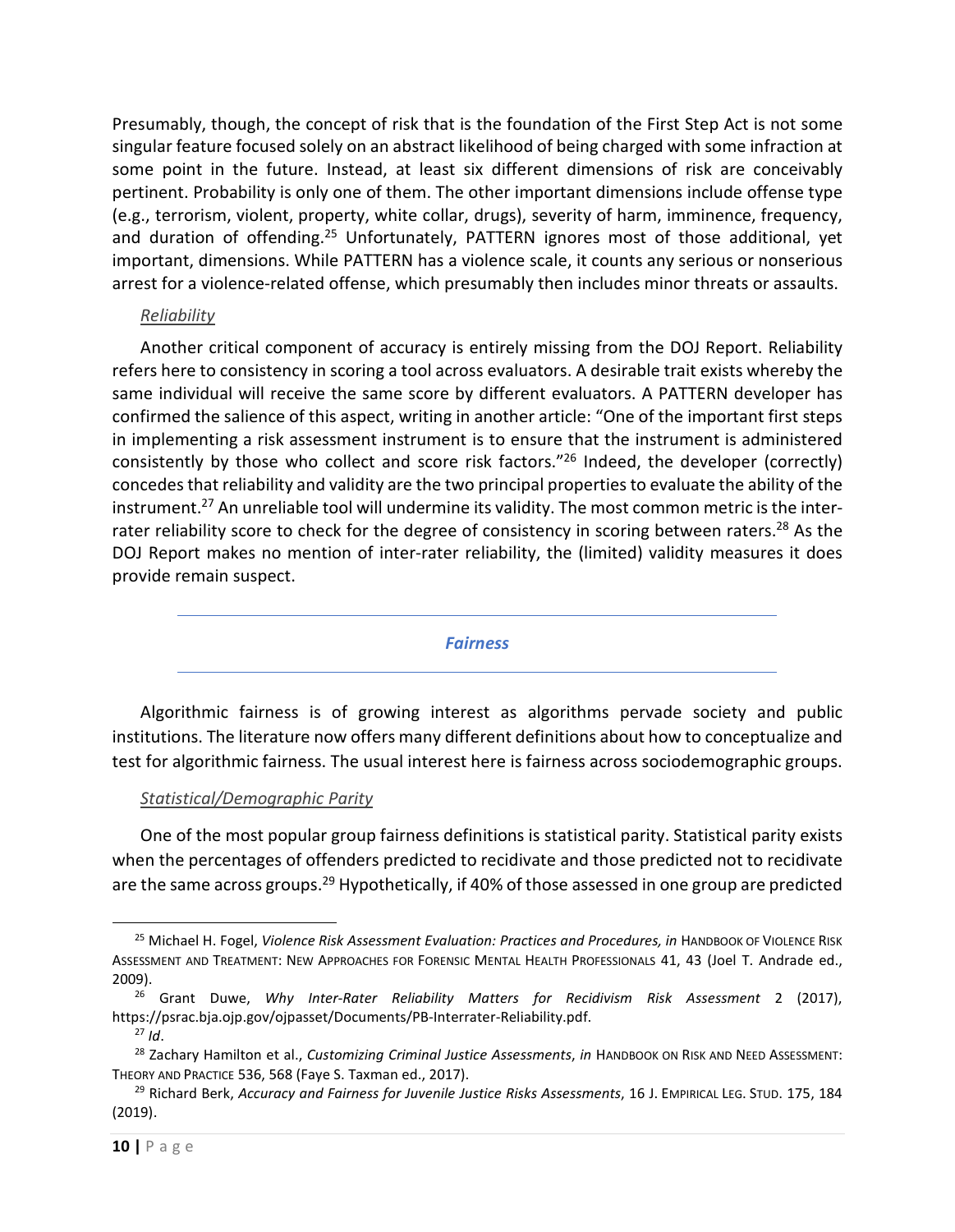Presumably, though, the concept of risk that is the foundation of the First Step Act is not some singular feature focused solely on an abstract likelihood of being charged with some infraction at some point in the future. Instead, at least six different dimensions of risk are conceivably pertinent. Probability is only one of them. The other important dimensions include offense type (e.g., terrorism, violent, property, white collar, drugs), severity of harm, imminence, frequency, and duration of offending.[25] Unfortunately, PATTERN ignores most of those additional, yet important, dimensions. While PATTERN has a violence scale, it counts any serious or nonserious arrest for a violence-related offense, which presumably then includes minor threats or assaults.

#### *Reliability*

Another critical component of accuracy is entirely missing from the DOJ Report. Reliability refers here to consistency in scoring a tool across evaluators. A desirable trait exists whereby the same individual will receive the same score by different evaluators. A PATTERN developer has confirmed the salience of this aspect, writing in another article: "One of the important first steps in implementing a risk assessment instrument is to ensure that the instrument is administered consistently by those who collect and score risk factors."[26] Indeed, the developer (correctly) concedes that reliability and validity are the two principal properties to evaluate the ability of the instrument.[27] An unreliable tool will undermine its validity. The most common metric is the inter-rater reliability score to check for the degree of consistency in scoring between raters.[28] As the DOJ Report makes no mention of inter-rater reliability, the (limited) validity measures it does provide remain suspect.

---

### ***Fairness***

---

Algorithmic fairness is of growing interest as algorithms pervade society and public institutions. The literature now offers many different definitions about how to conceptualize and test for algorithmic fairness. The usual interest here is fairness across sociodemographic groups.

#### *Statistical/Demographic Parity*

One of the most popular group fairness definitions is statistical parity. Statistical parity exists when the percentages of offenders predicted to recidivate and those predicted not to recidivate are the same across groups.[29] Hypothetically, if 40% of those assessed in one group are predicted

---

[25] Michael H. Fogel, *Violence Risk Assessment Evaluation: Practices and Procedures, in* HANDBOOK OF VIOLENCE RISK ASSESSMENT AND TREATMENT: NEW APPROACHES FOR FORENSIC MENTAL HEALTH PROFESSIONALS 41, 43 (Joel T. Andrade ed., 2009).

[26] Grant Duwe, *Why Inter-Rater Reliability Matters for Recidivism Risk Assessment* 2 (2017), https://psrac.bja.ojp.gov/ojpasset/Documents/PB-Interrater-Reliability.pdf.

[27] *Id*.

[28] Zachary Hamilton et al., *Customizing Criminal Justice Assessments*, *in* HANDBOOK ON RISK AND NEED ASSESSMENT: THEORY AND PRACTICE 536, 568 (Faye S. Taxman ed., 2017).

[29] Richard Berk, *Accuracy and Fairness for Juvenile Justice Risks Assessments*, 16 J. EMPIRICAL LEG. STUD. 175, 184 (2019).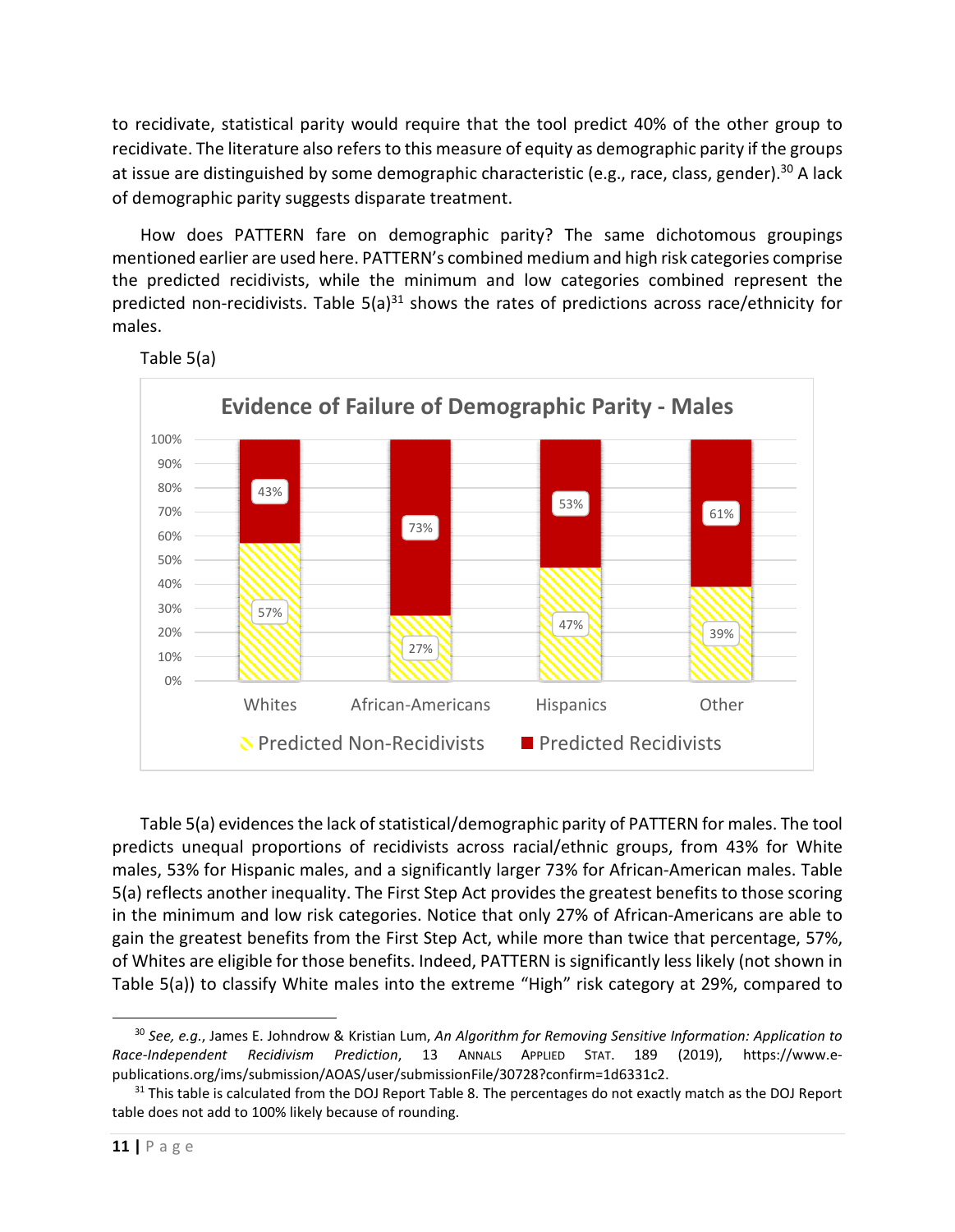to recidivate, statistical parity would require that the tool predict 40% of the other group to recidivate. The literature also refers to this measure of equity as demographic parity if the groups at issue are distinguished by some demographic characteristic (e.g., race, class, gender).[30] A lack of demographic parity suggests disparate treatment.

How does PATTERN fare on demographic parity? The same dichotomous groupings mentioned earlier are used here. PATTERN's combined medium and high risk categories comprise the predicted recidivists, while the minimum and low categories combined represent the predicted non-recidivists. Table 5(a)[31] shows the rates of predictions across race/ethnicity for males.

Table 5(a)

**Evidence of Failure of Demographic Parity - Males**

| | Whites | African-Americans | Hispanics | Other |
|---|---|---|---|---|
| Predicted Non-Recidivists | 57% | 27% | 47% | 39% |
| Predicted Recidivists | 43% | 73% | 53% | 61% |

Table 5(a) evidences the lack of statistical/demographic parity of PATTERN for males. The tool predicts unequal proportions of recidivists across racial/ethnic groups, from 43% for White males, 53% for Hispanic males, and a significantly larger 73% for African-American males. Table 5(a) reflects another inequality. The First Step Act provides the greatest benefits to those scoring in the minimum and low risk categories. Notice that only 27% of African-Americans are able to gain the greatest benefits from the First Step Act, while more than twice that percentage, 57%, of Whites are eligible for those benefits. Indeed, PATTERN is significantly less likely (not shown in Table 5(a)) to classify White males into the extreme "High" risk category at 29%, compared to

---

[30] *See, e.g.*, James E. Johndrow & Kristian Lum, *An Algorithm for Removing Sensitive Information: Application to Race-Independent Recidivism Prediction*, 13 Annals Applied Stat. 189 (2019), https://www.e-publications.org/ims/submission/AOAS/user/submissionFile/30728?confirm=1d6331c2.

[31] This table is calculated from the DOJ Report Table 8. The percentages do not exactly match as the DOJ Report table does not add to 100% likely because of rounding.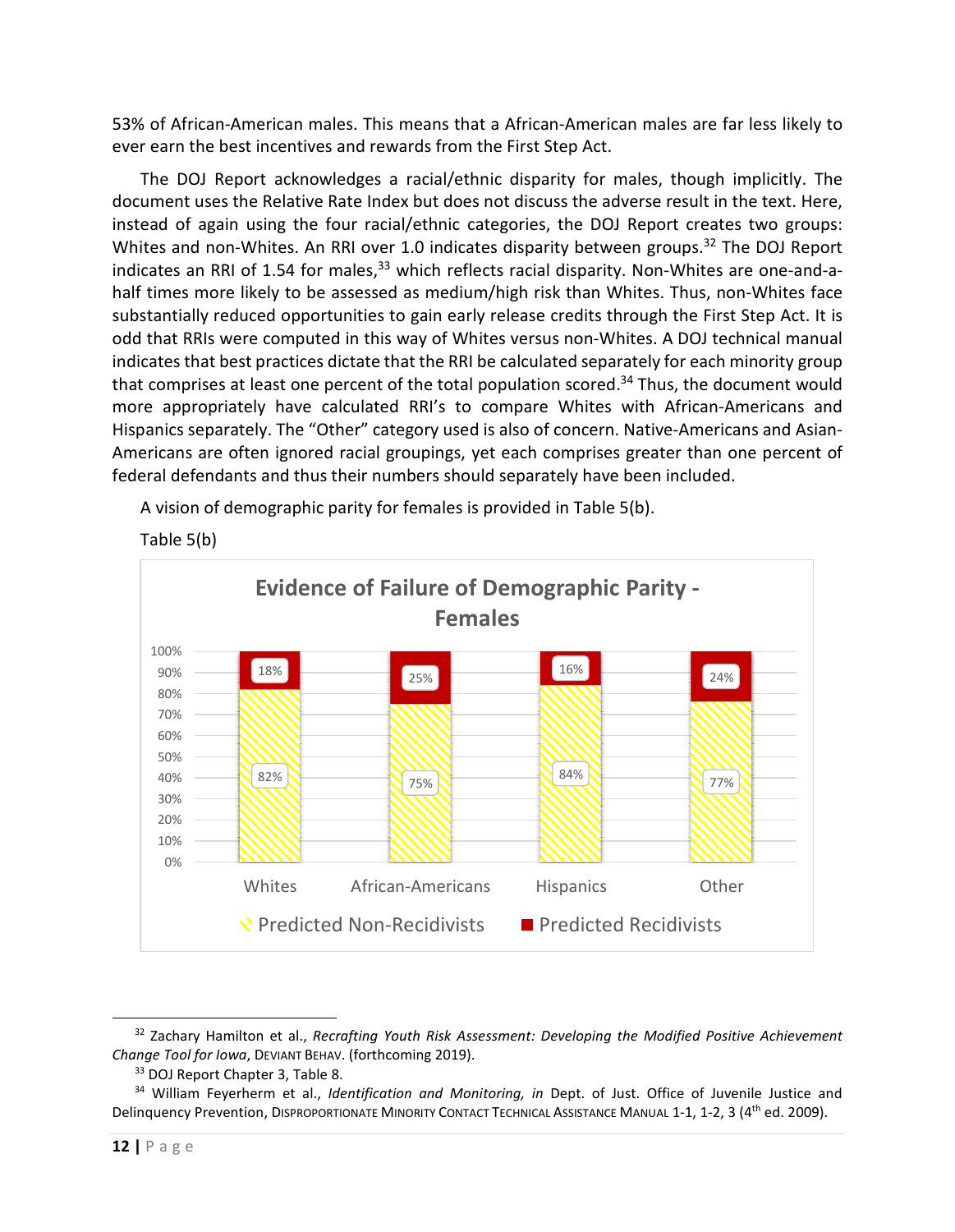53% of African-American males. This means that a African-American males are far less likely to ever earn the best incentives and rewards from the First Step Act.

The DOJ Report acknowledges a racial/ethnic disparity for males, though implicitly. The document uses the Relative Rate Index but does not discuss the adverse result in the text. Here, instead of again using the four racial/ethnic categories, the DOJ Report creates two groups: Whites and non-Whites. An RRI over 1.0 indicates disparity between groups.[32] The DOJ Report indicates an RRI of 1.54 for males,[33] which reflects racial disparity. Non-Whites are one-and-a-half times more likely to be assessed as medium/high risk than Whites. Thus, non-Whites face substantially reduced opportunities to gain early release credits through the First Step Act. It is odd that RRIs were computed in this way of Whites versus non-Whites. A DOJ technical manual indicates that best practices dictate that the RRI be calculated separately for each minority group that comprises at least one percent of the total population scored.[34] Thus, the document would more appropriately have calculated RRI's to compare Whites with African-Americans and Hispanics separately. The "Other" category used is also of concern. Native-Americans and Asian-Americans are often ignored racial groupings, yet each comprises greater than one percent of federal defendants and thus their numbers should separately have been included.

A vision of demographic parity for females is provided in Table 5(b).

Table 5(b)

**Evidence of Failure of Demographic Parity - Females**

| | Whites | African-Americans | Hispanics | Other |
|---|---|---|---|---|
| Predicted Non-Recidivists | 82% | 75% | 84% | 77% |
| Predicted Recidivists | 18% | 25% | 16% | 24% |

---

[32] Zachary Hamilton et al., *Recrafting Youth Risk Assessment: Developing the Modified Positive Achievement Change Tool for Iowa*, DEVIANT BEHAV. (forthcoming 2019).

[33] DOJ Report Chapter 3, Table 8.

[34] William Feyerherm et al., *Identification and Monitoring, in* Dept. of Just. Office of Juvenile Justice and Delinquency Prevention, DISPROPORTIONATE MINORITY CONTACT TECHNICAL ASSISTANCE MANUAL 1-1, 1-2, 3 (4th ed. 2009).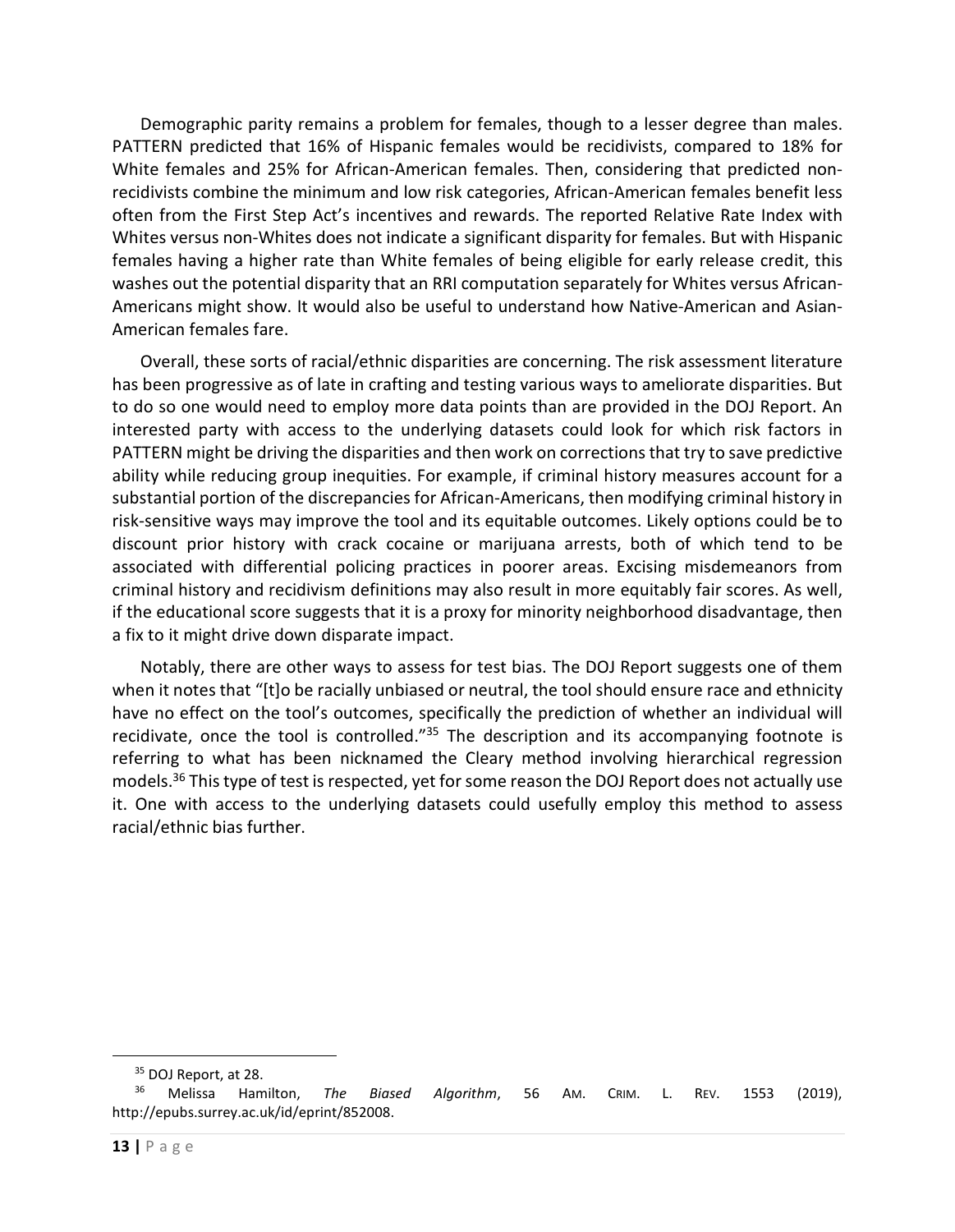Demographic parity remains a problem for females, though to a lesser degree than males. PATTERN predicted that 16% of Hispanic females would be recidivists, compared to 18% for White females and 25% for African-American females. Then, considering that predicted non-recidivists combine the minimum and low risk categories, African-American females benefit less often from the First Step Act's incentives and rewards. The reported Relative Rate Index with Whites versus non-Whites does not indicate a significant disparity for females. But with Hispanic females having a higher rate than White females of being eligible for early release credit, this washes out the potential disparity that an RRI computation separately for Whites versus African-Americans might show. It would also be useful to understand how Native-American and Asian-American females fare.

Overall, these sorts of racial/ethnic disparities are concerning. The risk assessment literature has been progressive as of late in crafting and testing various ways to ameliorate disparities. But to do so one would need to employ more data points than are provided in the DOJ Report. An interested party with access to the underlying datasets could look for which risk factors in PATTERN might be driving the disparities and then work on corrections that try to save predictive ability while reducing group inequities. For example, if criminal history measures account for a substantial portion of the discrepancies for African-Americans, then modifying criminal history in risk-sensitive ways may improve the tool and its equitable outcomes. Likely options could be to discount prior history with crack cocaine or marijuana arrests, both of which tend to be associated with differential policing practices in poorer areas. Excising misdemeanors from criminal history and recidivism definitions may also result in more equitably fair scores. As well, if the educational score suggests that it is a proxy for minority neighborhood disadvantage, then a fix to it might drive down disparate impact.

Notably, there are other ways to assess for test bias. The DOJ Report suggests one of them when it notes that "[t]o be racially unbiased or neutral, the tool should ensure race and ethnicity have no effect on the tool's outcomes, specifically the prediction of whether an individual will recidivate, once the tool is controlled."[35] The description and its accompanying footnote is referring to what has been nicknamed the Cleary method involving hierarchical regression models.[36] This type of test is respected, yet for some reason the DOJ Report does not actually use it. One with access to the underlying datasets could usefully employ this method to assess racial/ethnic bias further.

---

[35] DOJ Report, at 28.

[36] Melissa Hamilton, *The Biased Algorithm*, 56 AM. CRIM. L. REV. 1553 (2019), http://epubs.surrey.ac.uk/id/eprint/852008.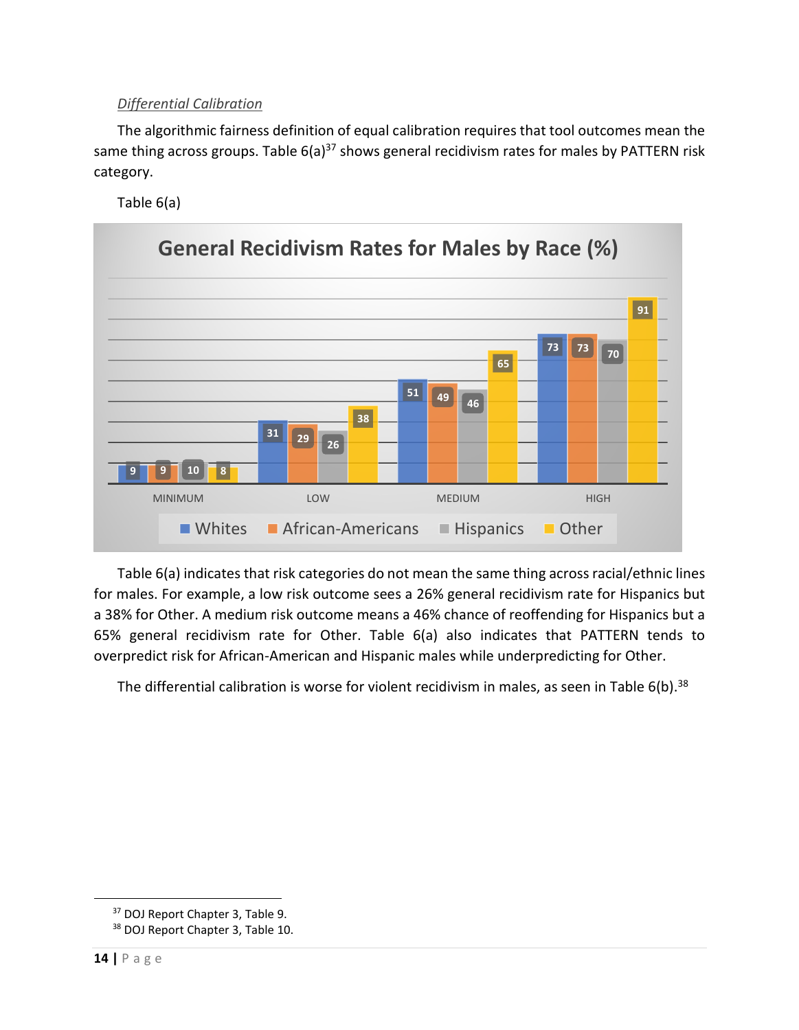*Differential Calibration*

The algorithmic fairness definition of equal calibration requires that tool outcomes mean the same thing across groups. Table 6(a)[37] shows general recidivism rates for males by PATTERN risk category.

Table 6(a)

**General Recidivism Rates for Males by Race (%)**

| | MINIMUM | LOW | MEDIUM | HIGH |
|---|---|---|---|---|
| Whites | 9 | 31 | 51 | 73 |
| African-Americans | 9 | 29 | 49 | 73 |
| Hispanics | 10 | 26 | 46 | 70 |
| Other | 8 | 38 | 65 | 91 |

Table 6(a) indicates that risk categories do not mean the same thing across racial/ethnic lines for males. For example, a low risk outcome sees a 26% general recidivism rate for Hispanics but a 38% for Other. A medium risk outcome means a 46% chance of reoffending for Hispanics but a 65% general recidivism rate for Other. Table 6(a) also indicates that PATTERN tends to overpredict risk for African-American and Hispanic males while underpredicting for Other.

The differential calibration is worse for violent recidivism in males, as seen in Table 6(b).[38]

[37] DOJ Report Chapter 3, Table 9.

[38] DOJ Report Chapter 3, Table 10.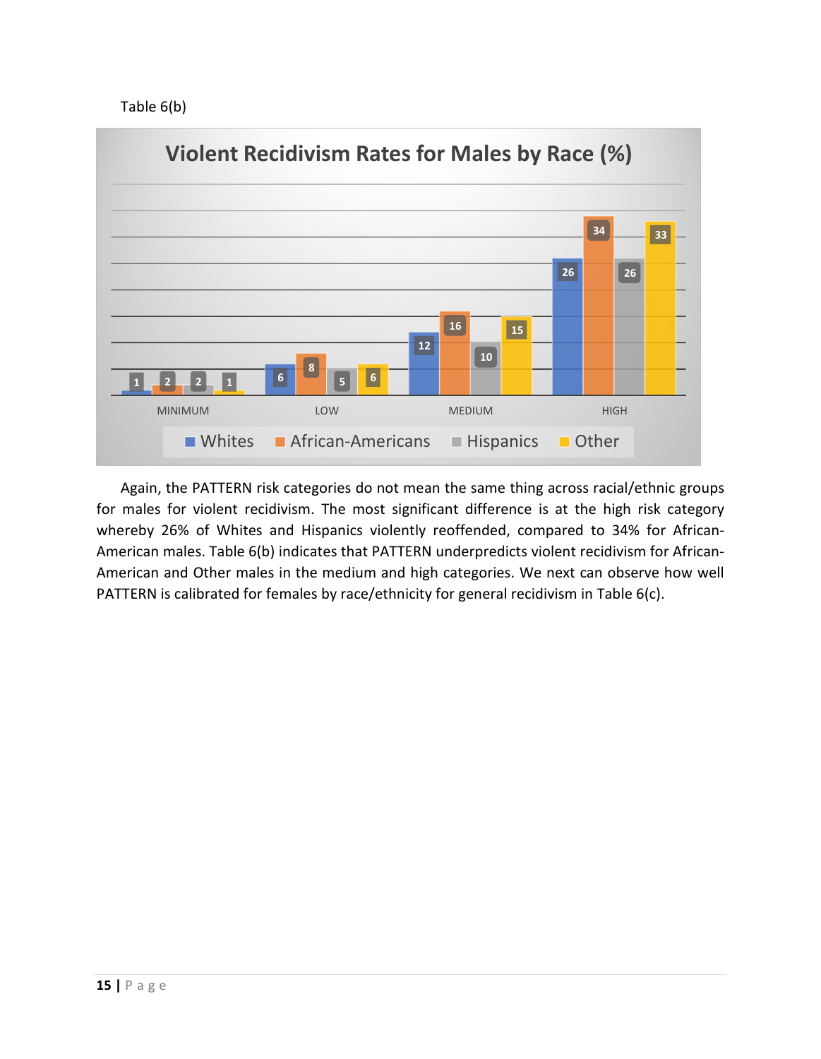Table 6(b)

**Violent Recidivism Rates for Males by Race (%)**

| | Whites | African-Americans | Hispanics | Other |
|---|---|---|---|---|
| MINIMUM | 1 | 2 | 2 | 1 |
| LOW | 6 | 8 | 5 | 6 |
| MEDIUM | 12 | 16 | 10 | 15 |
| HIGH | 26 | 34 | 26 | 33 |

Again, the PATTERN risk categories do not mean the same thing across racial/ethnic groups for males for violent recidivism. The most significant difference is at the high risk category whereby 26% of Whites and Hispanics violently reoffended, compared to 34% for African-American males. Table 6(b) indicates that PATTERN underpredicts violent recidivism for African-American and Other males in the medium and high categories. We next can observe how well PATTERN is calibrated for females by race/ethnicity for general recidivism in Table 6(c).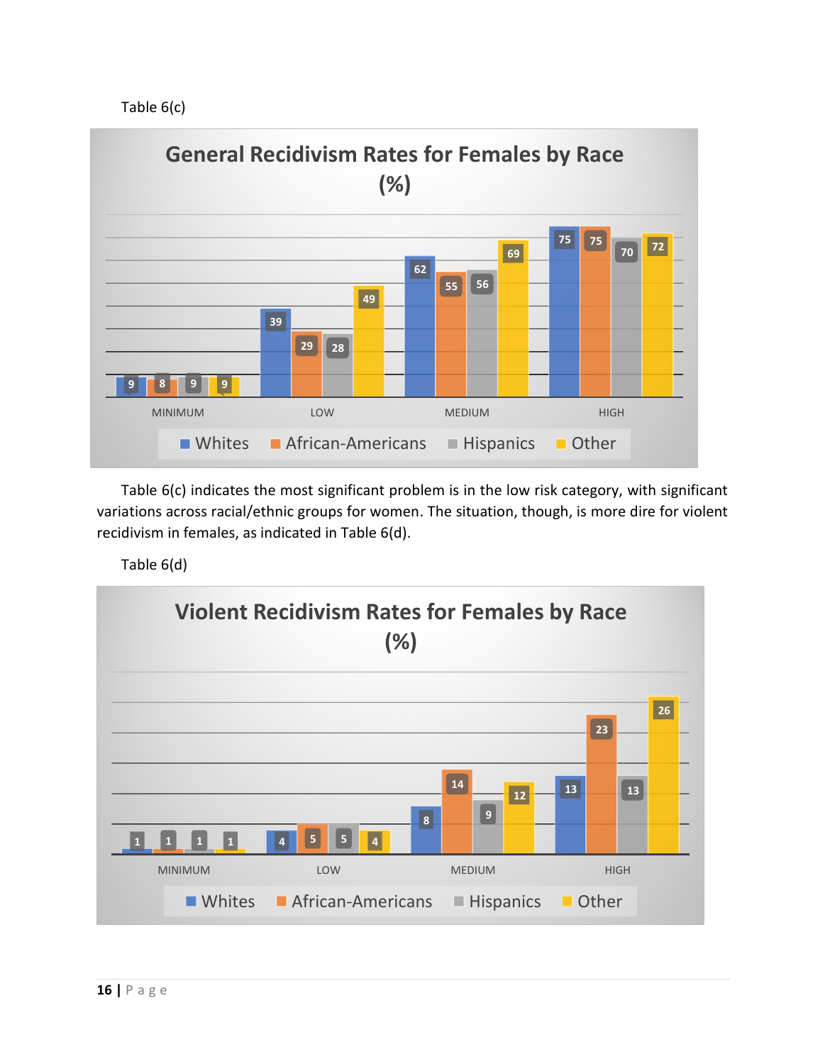Table 6(c)

**General Recidivism Rates for Females by Race (%)**

| | Whites | African-Americans | Hispanics | Other |
|---|---|---|---|---|
| MINIMUM | 9 | 8 | 9 | 9 |
| LOW | 39 | 29 | 28 | 49 |
| MEDIUM | 62 | 55 | 56 | 69 |
| HIGH | 75 | 75 | 70 | 72 |

Table 6(c) indicates the most significant problem is in the low risk category, with significant variations across racial/ethnic groups for women. The situation, though, is more dire for violent recidivism in females, as indicated in Table 6(d).

Table 6(d)

**Violent Recidivism Rates for Females by Race (%)**

| | Whites | African-Americans | Hispanics | Other |
|---|---|---|---|---|
| MINIMUM | 1 | 1 | 1 | 1 |
| LOW | 4 | 5 | 5 | 4 |
| MEDIUM | 8 | 14 | 9 | 12 |
| HIGH | 13 | 23 | 13 | 26 |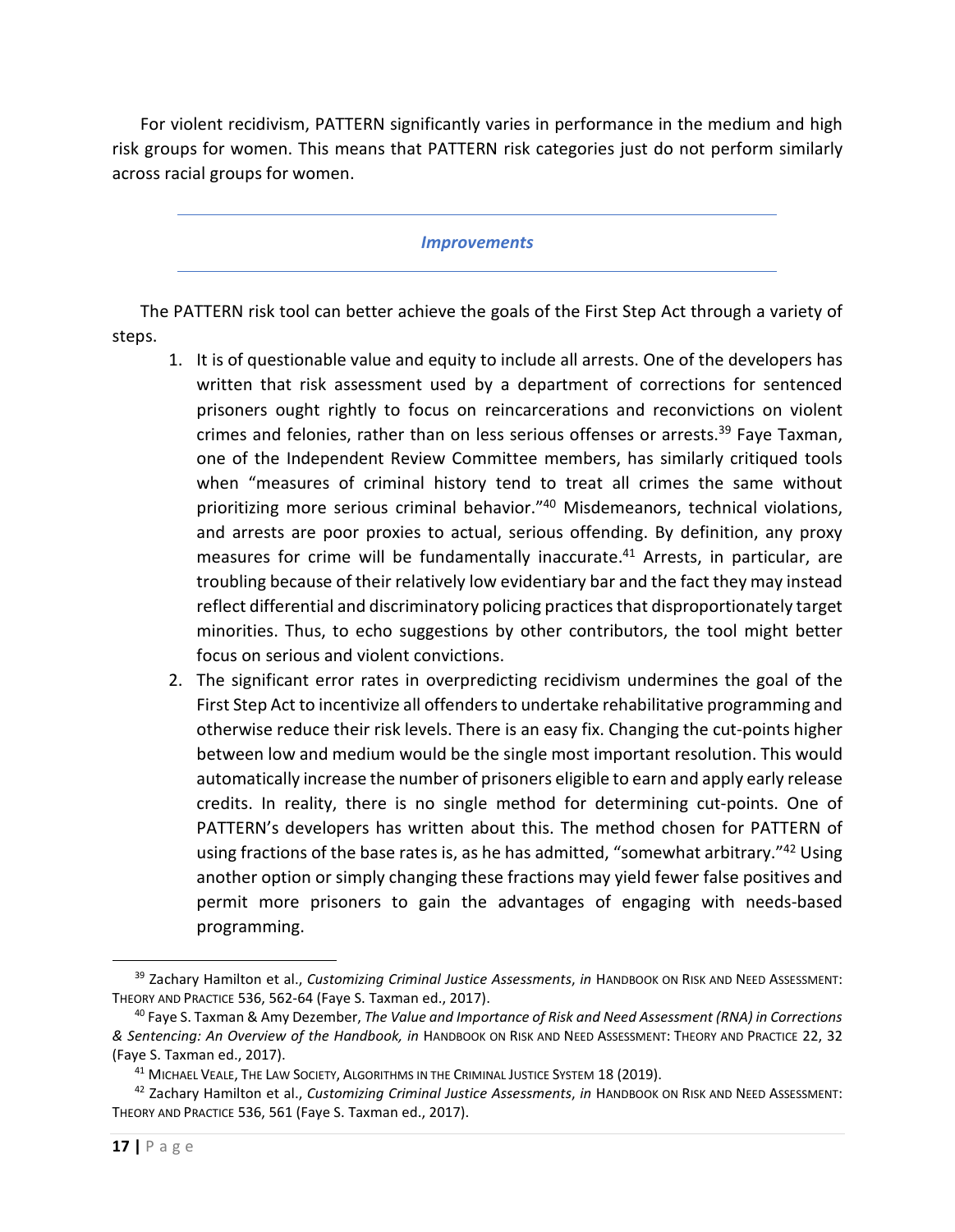For violent recidivism, PATTERN significantly varies in performance in the medium and high risk groups for women. This means that PATTERN risk categories just do not perform similarly across racial groups for women.

### *Improvements*

The PATTERN risk tool can better achieve the goals of the First Step Act through a variety of steps.

1. It is of questionable value and equity to include all arrests. One of the developers has written that risk assessment used by a department of corrections for sentenced prisoners ought rightly to focus on reincarcerations and reconvictions on violent crimes and felonies, rather than on less serious offenses or arrests.[39] Faye Taxman, one of the Independent Review Committee members, has similarly critiqued tools when "measures of criminal history tend to treat all crimes the same without prioritizing more serious criminal behavior."[40] Misdemeanors, technical violations, and arrests are poor proxies to actual, serious offending. By definition, any proxy measures for crime will be fundamentally inaccurate.[41] Arrests, in particular, are troubling because of their relatively low evidentiary bar and the fact they may instead reflect differential and discriminatory policing practices that disproportionately target minorities. Thus, to echo suggestions by other contributors, the tool might better focus on serious and violent convictions.
2. The significant error rates in overpredicting recidivism undermines the goal of the First Step Act to incentivize all offenders to undertake rehabilitative programming and otherwise reduce their risk levels. There is an easy fix. Changing the cut-points higher between low and medium would be the single most important resolution. This would automatically increase the number of prisoners eligible to earn and apply early release credits. In reality, there is no single method for determining cut-points. One of PATTERN's developers has written about this. The method chosen for PATTERN of using fractions of the base rates is, as he has admitted, "somewhat arbitrary."[42] Using another option or simply changing these fractions may yield fewer false positives and permit more prisoners to gain the advantages of engaging with needs-based programming.

---

[39] Zachary Hamilton et al., *Customizing Criminal Justice Assessments*, *in* HANDBOOK ON RISK AND NEED ASSESSMENT: THEORY AND PRACTICE 536, 562-64 (Faye S. Taxman ed., 2017).

[40] Faye S. Taxman & Amy Dezember, *The Value and Importance of Risk and Need Assessment (RNA) in Corrections & Sentencing: An Overview of the Handbook, in* HANDBOOK ON RISK AND NEED ASSESSMENT: THEORY AND PRACTICE 22, 32 (Faye S. Taxman ed., 2017).

[41] MICHAEL VEALE, THE LAW SOCIETY, ALGORITHMS IN THE CRIMINAL JUSTICE SYSTEM 18 (2019).

[42] Zachary Hamilton et al., *Customizing Criminal Justice Assessments*, *in* HANDBOOK ON RISK AND NEED ASSESSMENT: THEORY AND PRACTICE 536, 561 (Faye S. Taxman ed., 2017).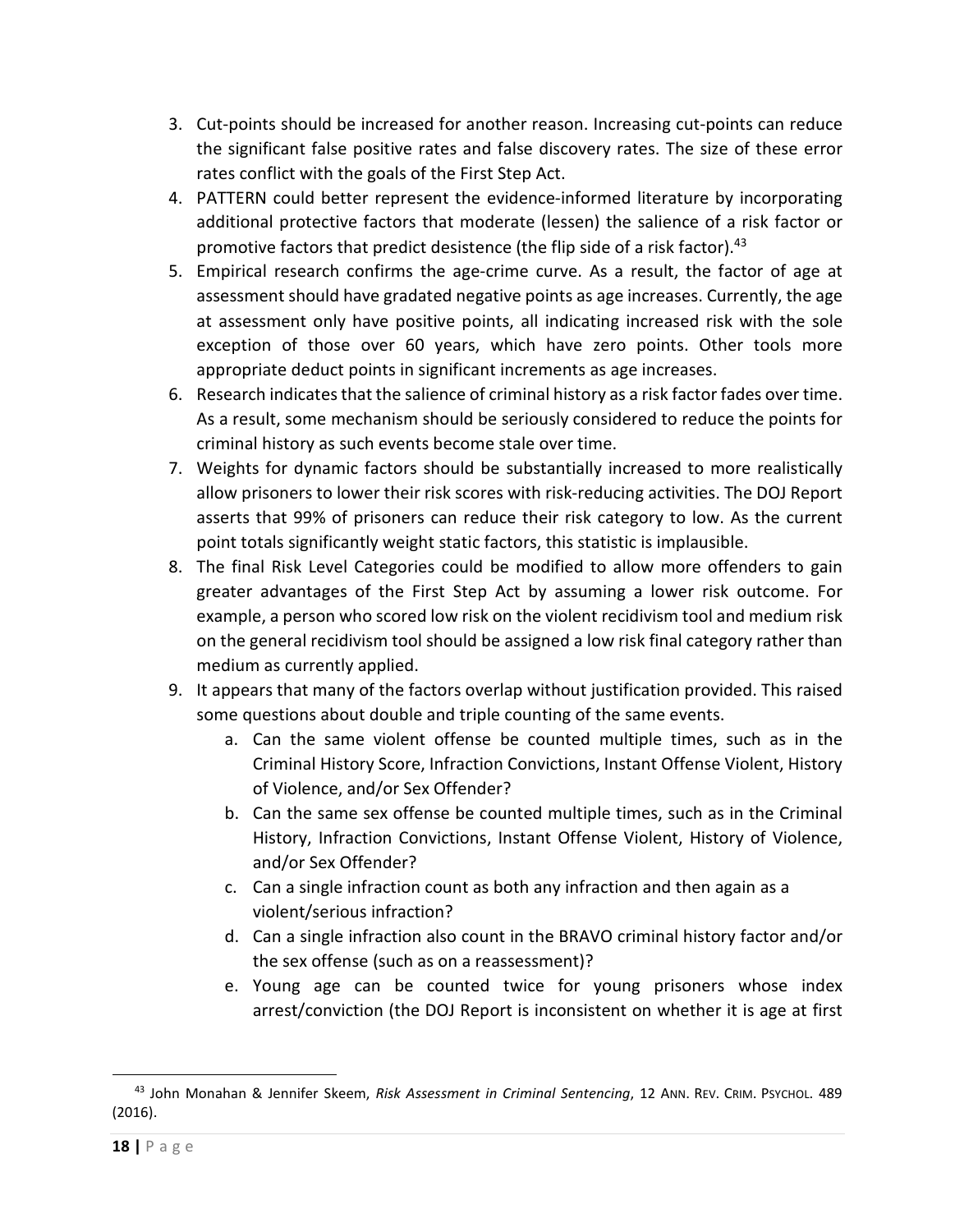3. Cut-points should be increased for another reason. Increasing cut-points can reduce the significant false positive rates and false discovery rates. The size of these error rates conflict with the goals of the First Step Act.
4. PATTERN could better represent the evidence-informed literature by incorporating additional protective factors that moderate (lessen) the salience of a risk factor or promotive factors that predict desistence (the flip side of a risk factor).[43]
5. Empirical research confirms the age-crime curve. As a result, the factor of age at assessment should have gradated negative points as age increases. Currently, the age at assessment only have positive points, all indicating increased risk with the sole exception of those over 60 years, which have zero points. Other tools more appropriate deduct points in significant increments as age increases.
6. Research indicates that the salience of criminal history as a risk factor fades over time. As a result, some mechanism should be seriously considered to reduce the points for criminal history as such events become stale over time.
7. Weights for dynamic factors should be substantially increased to more realistically allow prisoners to lower their risk scores with risk-reducing activities. The DOJ Report asserts that 99% of prisoners can reduce their risk category to low. As the current point totals significantly weight static factors, this statistic is implausible.
8. The final Risk Level Categories could be modified to allow more offenders to gain greater advantages of the First Step Act by assuming a lower risk outcome. For example, a person who scored low risk on the violent recidivism tool and medium risk on the general recidivism tool should be assigned a low risk final category rather than medium as currently applied.
9. It appears that many of the factors overlap without justification provided. This raised some questions about double and triple counting of the same events.
   a. Can the same violent offense be counted multiple times, such as in the Criminal History Score, Infraction Convictions, Instant Offense Violent, History of Violence, and/or Sex Offender?
   b. Can the same sex offense be counted multiple times, such as in the Criminal History, Infraction Convictions, Instant Offense Violent, History of Violence, and/or Sex Offender?
   c. Can a single infraction count as both any infraction and then again as a violent/serious infraction?
   d. Can a single infraction also count in the BRAVO criminal history factor and/or the sex offense (such as on a reassessment)?
   e. Young age can be counted twice for young prisoners whose index arrest/conviction (the DOJ Report is inconsistent on whether it is age at first

[43] John Monahan & Jennifer Skeem, *Risk Assessment in Criminal Sentencing*, 12 ANN. REV. CRIM. PSYCHOL. 489 (2016).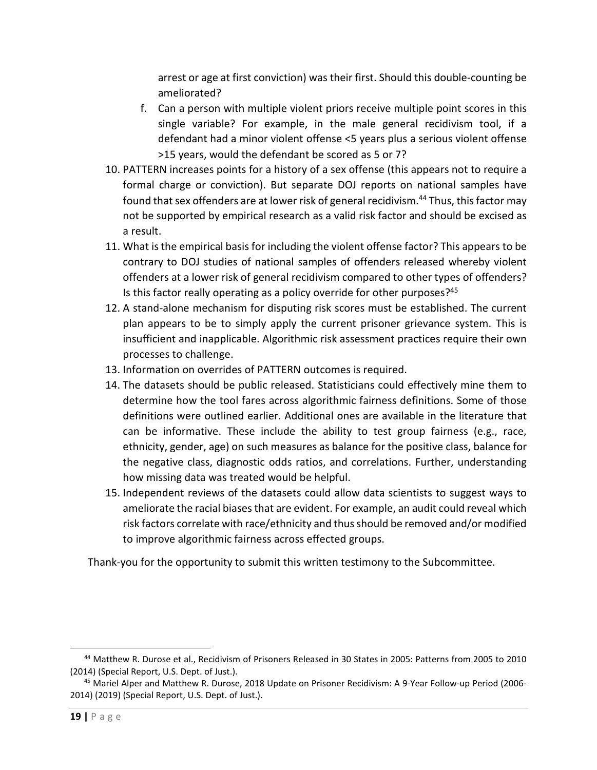arrest or age at first conviction) was their first. Should this double-counting be ameliorated?

f. Can a person with multiple violent priors receive multiple point scores in this single variable? For example, in the male general recidivism tool, if a defendant had a minor violent offense <5 years plus a serious violent offense >15 years, would the defendant be scored as 5 or 7?

10. PATTERN increases points for a history of a sex offense (this appears not to require a formal charge or conviction). But separate DOJ reports on national samples have found that sex offenders are at lower risk of general recidivism.[44] Thus, this factor may not be supported by empirical research as a valid risk factor and should be excised as a result.
11. What is the empirical basis for including the violent offense factor? This appears to be contrary to DOJ studies of national samples of offenders released whereby violent offenders at a lower risk of general recidivism compared to other types of offenders? Is this factor really operating as a policy override for other purposes?[45]
12. A stand-alone mechanism for disputing risk scores must be established. The current plan appears to be to simply apply the current prisoner grievance system. This is insufficient and inapplicable. Algorithmic risk assessment practices require their own processes to challenge.
13. Information on overrides of PATTERN outcomes is required.
14. The datasets should be public released. Statisticians could effectively mine them to determine how the tool fares across algorithmic fairness definitions. Some of those definitions were outlined earlier. Additional ones are available in the literature that can be informative. These include the ability to test group fairness (e.g., race, ethnicity, gender, age) on such measures as balance for the positive class, balance for the negative class, diagnostic odds ratios, and correlations. Further, understanding how missing data was treated would be helpful.
15. Independent reviews of the datasets could allow data scientists to suggest ways to ameliorate the racial biases that are evident. For example, an audit could reveal which risk factors correlate with race/ethnicity and thus should be removed and/or modified to improve algorithmic fairness across effected groups.

Thank-you for the opportunity to submit this written testimony to the Subcommittee.

[44] Matthew R. Durose et al., Recidivism of Prisoners Released in 30 States in 2005: Patterns from 2005 to 2010 (2014) (Special Report, U.S. Dept. of Just.).

[45] Mariel Alper and Matthew R. Durose, 2018 Update on Prisoner Recidivism: A 9-Year Follow-up Period (2006-2014) (2019) (Special Report, U.S. Dept. of Just.).